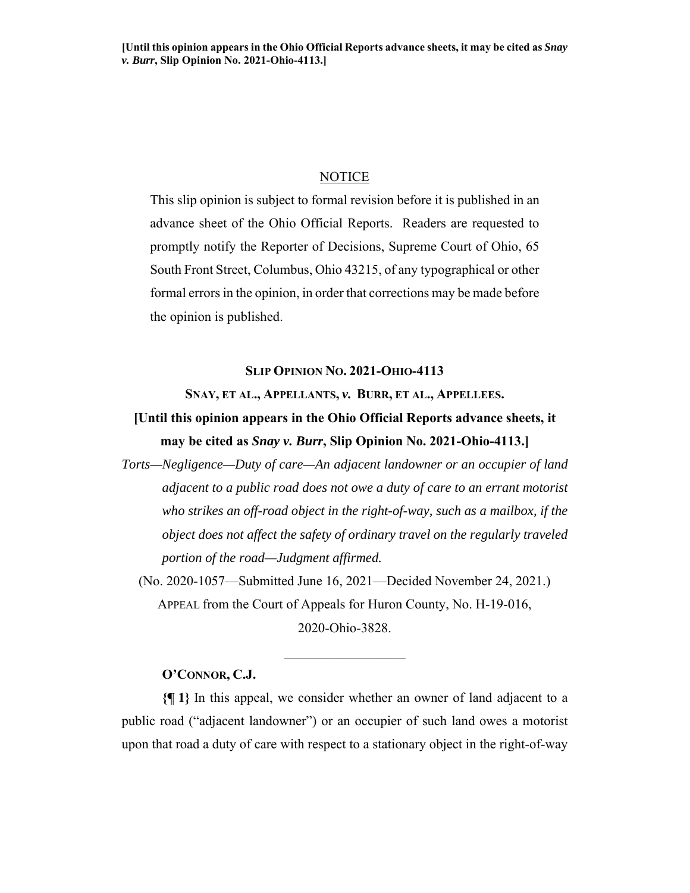[Until this opinion appears in the Ohio Official Reports advance sheets, it may be cited as *Snay v. Burr*, Slip Opinion No. 2021-Ohio-4113.]

NOTICE

This slip opinion is subject to formal revision before it is published in an advance sheet of the Ohio Official Reports. Readers are requested to promptly notify the Reporter of Decisions, Supreme Court of Ohio, 65 South Front Street, Columbus, Ohio 43215, of any typographical or other formal errors in the opinion, in order that corrections may be made before the opinion is published.

**SLIP OPINION NO. 2021-OHIO-4113**

**SNAY, ET AL., APPELLANTS, *v.* BURR, ET AL., APPELLEES.**

**[Until this opinion appears in the Ohio Official Reports advance sheets, it may be cited as *Snay v. Burr*, Slip Opinion No. 2021-Ohio-4113.]**

*Torts—Negligence—Duty of care—An adjacent landowner or an occupier of land adjacent to a public road does not owe a duty of care to an errant motorist who strikes an off-road object in the right-of-way, such as a mailbox, if the object does not affect the safety of ordinary travel on the regularly traveled portion of the road—Judgment affirmed.*

(No. 2020-1057—Submitted June 16, 2021—Decided November 24, 2021.)

APPEAL from the Court of Appeals for Huron County, No. H-19-016, 2020-Ohio-3828.

---

**O'CONNOR, C.J.**

**{¶ 1}** In this appeal, we consider whether an owner of land adjacent to a public road ("adjacent landowner") or an occupier of such land owes a motorist upon that road a duty of care with respect to a stationary object in the right-of-way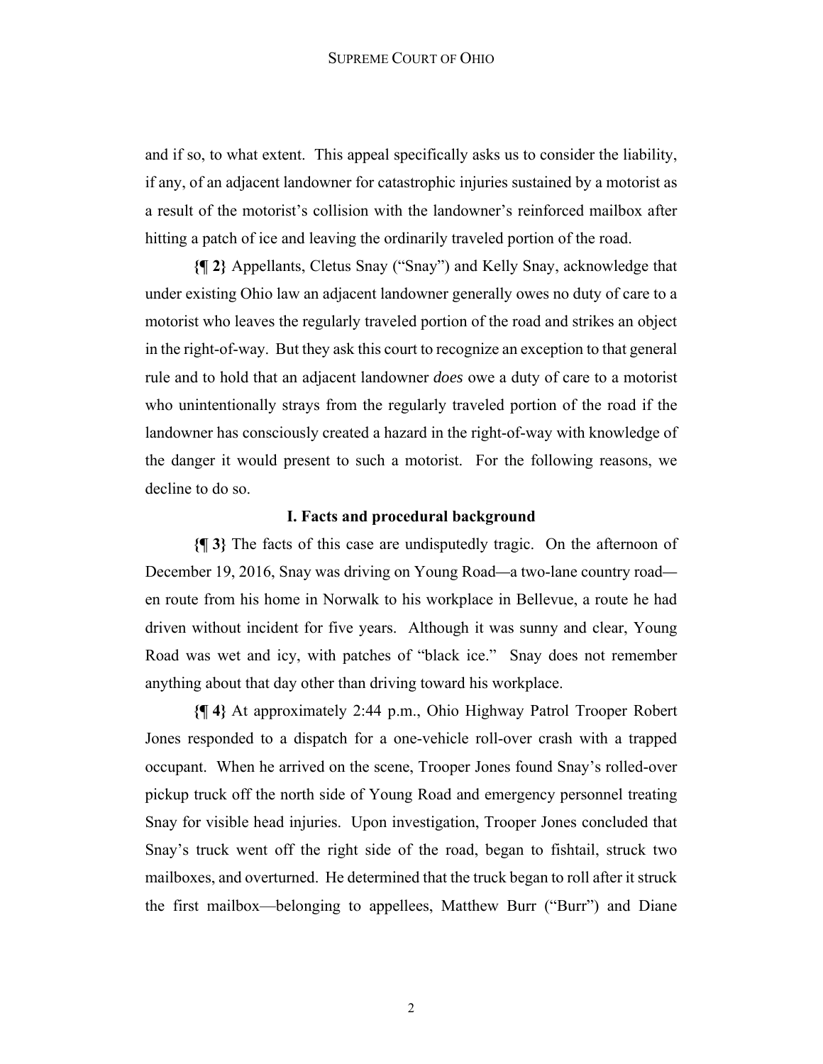and if so, to what extent. This appeal specifically asks us to consider the liability, if any, of an adjacent landowner for catastrophic injuries sustained by a motorist as a result of the motorist's collision with the landowner's reinforced mailbox after hitting a patch of ice and leaving the ordinarily traveled portion of the road.

**{¶ 2}** Appellants, Cletus Snay ("Snay") and Kelly Snay, acknowledge that under existing Ohio law an adjacent landowner generally owes no duty of care to a motorist who leaves the regularly traveled portion of the road and strikes an object in the right-of-way. But they ask this court to recognize an exception to that general rule and to hold that an adjacent landowner *does* owe a duty of care to a motorist who unintentionally strays from the regularly traveled portion of the road if the landowner has consciously created a hazard in the right-of-way with knowledge of the danger it would present to such a motorist. For the following reasons, we decline to do so.

### I. Facts and procedural background

**{¶ 3}** The facts of this case are undisputedly tragic. On the afternoon of December 19, 2016, Snay was driving on Young Road—a two-lane country road—en route from his home in Norwalk to his workplace in Bellevue, a route he had driven without incident for five years. Although it was sunny and clear, Young Road was wet and icy, with patches of "black ice." Snay does not remember anything about that day other than driving toward his workplace.

**{¶ 4}** At approximately 2:44 p.m., Ohio Highway Patrol Trooper Robert Jones responded to a dispatch for a one-vehicle roll-over crash with a trapped occupant. When he arrived on the scene, Trooper Jones found Snay's rolled-over pickup truck off the north side of Young Road and emergency personnel treating Snay for visible head injuries. Upon investigation, Trooper Jones concluded that Snay's truck went off the right side of the road, began to fishtail, struck two mailboxes, and overturned. He determined that the truck began to roll after it struck the first mailbox—belonging to appellees, Matthew Burr ("Burr") and Diane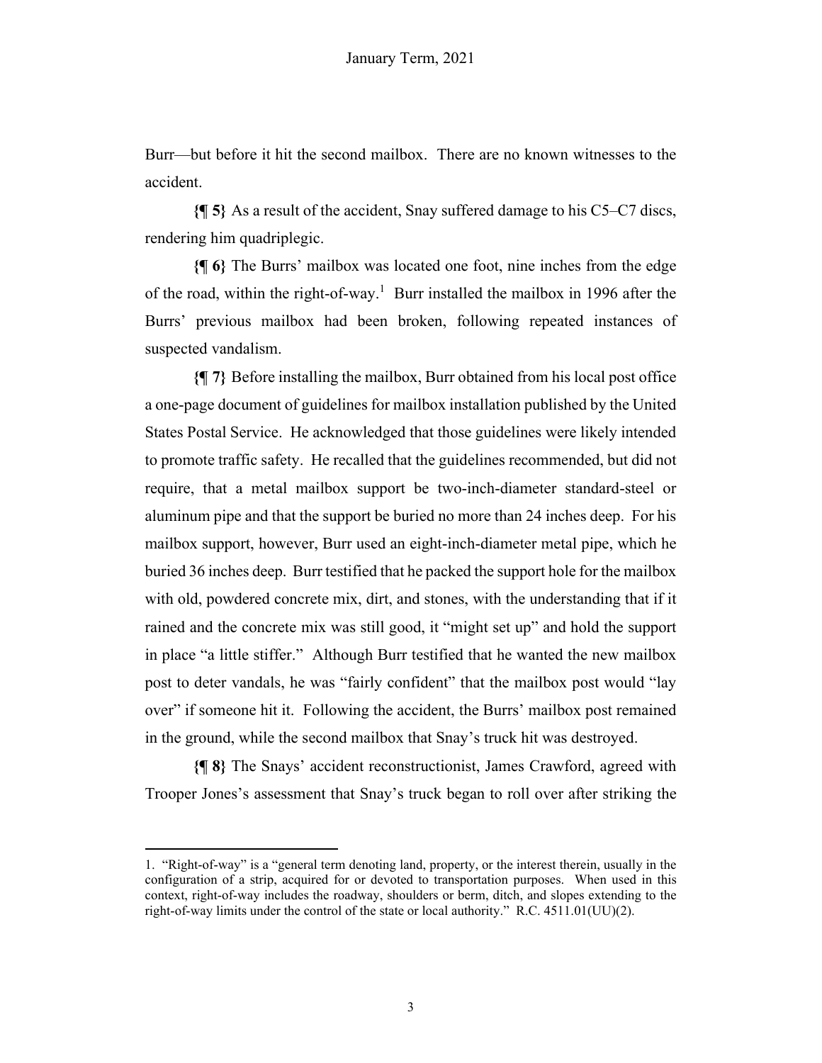Burr—but before it hit the second mailbox. There are no known witnesses to the accident.

**{¶ 5}** As a result of the accident, Snay suffered damage to his C5–C7 discs, rendering him quadriplegic.

**{¶ 6}** The Burrs' mailbox was located one foot, nine inches from the edge of the road, within the right-of-way.[1] Burr installed the mailbox in 1996 after the Burrs' previous mailbox had been broken, following repeated instances of suspected vandalism.

**{¶ 7}** Before installing the mailbox, Burr obtained from his local post office a one-page document of guidelines for mailbox installation published by the United States Postal Service. He acknowledged that those guidelines were likely intended to promote traffic safety. He recalled that the guidelines recommended, but did not require, that a metal mailbox support be two-inch-diameter standard-steel or aluminum pipe and that the support be buried no more than 24 inches deep. For his mailbox support, however, Burr used an eight-inch-diameter metal pipe, which he buried 36 inches deep. Burr testified that he packed the support hole for the mailbox with old, powdered concrete mix, dirt, and stones, with the understanding that if it rained and the concrete mix was still good, it "might set up" and hold the support in place "a little stiffer." Although Burr testified that he wanted the new mailbox post to deter vandals, he was "fairly confident" that the mailbox post would "lay over" if someone hit it. Following the accident, the Burrs' mailbox post remained in the ground, while the second mailbox that Snay's truck hit was destroyed.

**{¶ 8}** The Snays' accident reconstructionist, James Crawford, agreed with Trooper Jones's assessment that Snay's truck began to roll over after striking the

---

1. "Right-of-way" is a "general term denoting land, property, or the interest therein, usually in the configuration of a strip, acquired for or devoted to transportation purposes. When used in this context, right-of-way includes the roadway, shoulders or berm, ditch, and slopes extending to the right-of-way limits under the control of the state or local authority." R.C. 4511.01(UU)(2).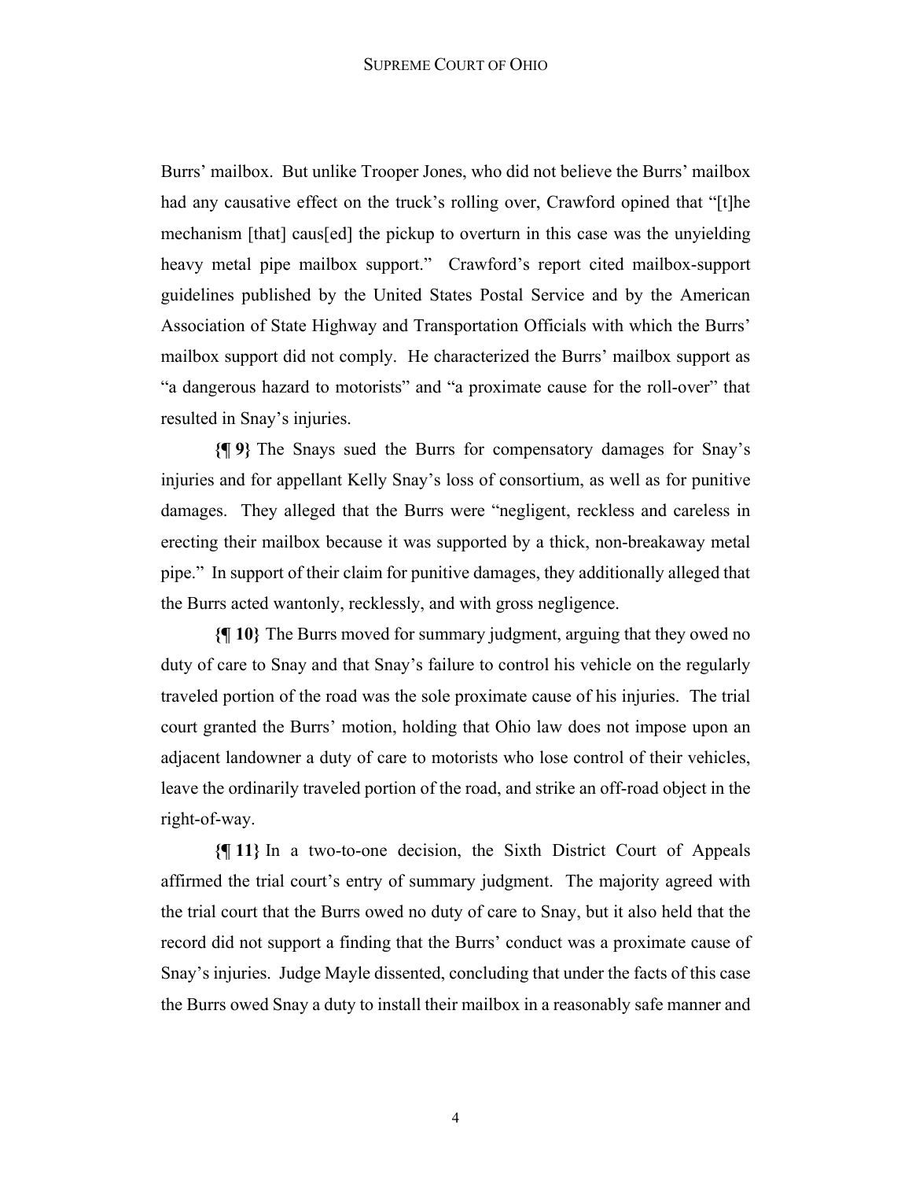Burrs' mailbox. But unlike Trooper Jones, who did not believe the Burrs' mailbox had any causative effect on the truck's rolling over, Crawford opined that "[t]he mechanism [that] caus[ed] the pickup to overturn in this case was the unyielding heavy metal pipe mailbox support." Crawford's report cited mailbox-support guidelines published by the United States Postal Service and by the American Association of State Highway and Transportation Officials with which the Burrs' mailbox support did not comply. He characterized the Burrs' mailbox support as "a dangerous hazard to motorists" and "a proximate cause for the roll-over" that resulted in Snay's injuries.

**{¶ 9}** The Snays sued the Burrs for compensatory damages for Snay's injuries and for appellant Kelly Snay's loss of consortium, as well as for punitive damages. They alleged that the Burrs were "negligent, reckless and careless in erecting their mailbox because it was supported by a thick, non-breakaway metal pipe." In support of their claim for punitive damages, they additionally alleged that the Burrs acted wantonly, recklessly, and with gross negligence.

**{¶ 10}** The Burrs moved for summary judgment, arguing that they owed no duty of care to Snay and that Snay's failure to control his vehicle on the regularly traveled portion of the road was the sole proximate cause of his injuries. The trial court granted the Burrs' motion, holding that Ohio law does not impose upon an adjacent landowner a duty of care to motorists who lose control of their vehicles, leave the ordinarily traveled portion of the road, and strike an off-road object in the right-of-way.

**{¶ 11}** In a two-to-one decision, the Sixth District Court of Appeals affirmed the trial court's entry of summary judgment. The majority agreed with the trial court that the Burrs owed no duty of care to Snay, but it also held that the record did not support a finding that the Burrs' conduct was a proximate cause of Snay's injuries. Judge Mayle dissented, concluding that under the facts of this case the Burrs owed Snay a duty to install their mailbox in a reasonably safe manner and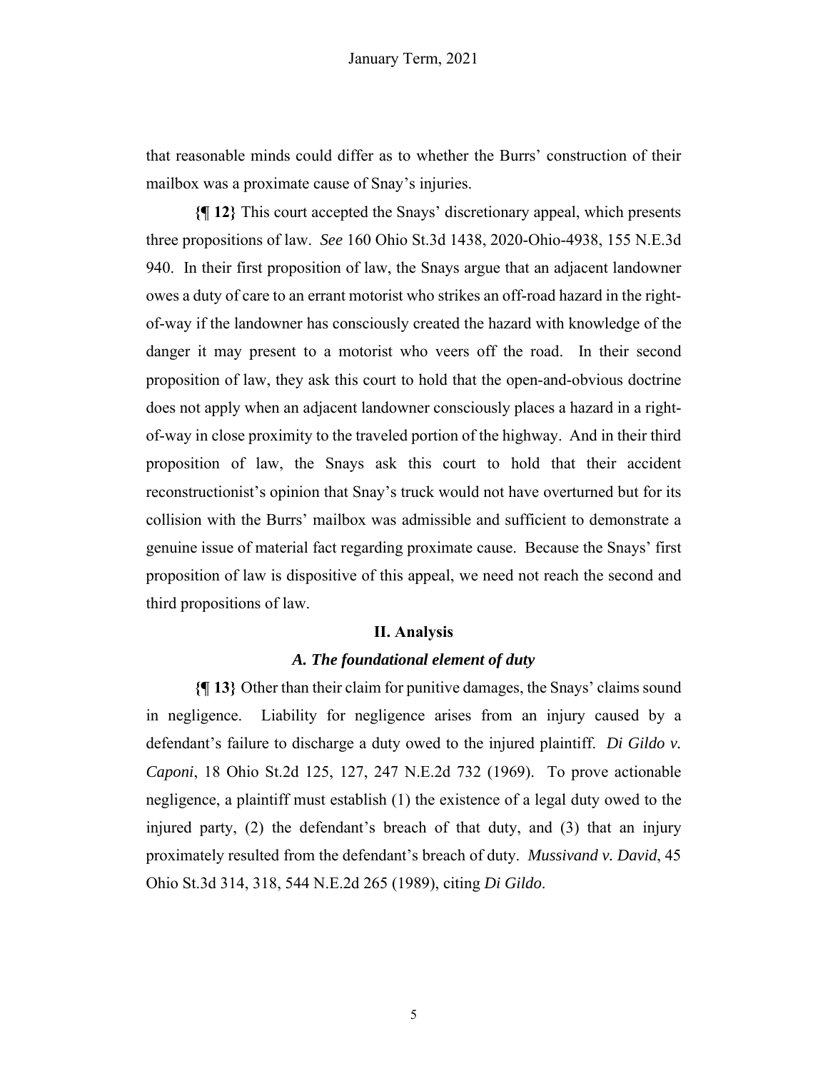that reasonable minds could differ as to whether the Burrs' construction of their mailbox was a proximate cause of Snay's injuries.

**{¶ 12}** This court accepted the Snays' discretionary appeal, which presents three propositions of law. *See* 160 Ohio St.3d 1438, 2020-Ohio-4938, 155 N.E.3d 940. In their first proposition of law, the Snays argue that an adjacent landowner owes a duty of care to an errant motorist who strikes an off-road hazard in the right-of-way if the landowner has consciously created the hazard with knowledge of the danger it may present to a motorist who veers off the road. In their second proposition of law, they ask this court to hold that the open-and-obvious doctrine does not apply when an adjacent landowner consciously places a hazard in a right-of-way in close proximity to the traveled portion of the highway. And in their third proposition of law, the Snays ask this court to hold that their accident reconstructionist's opinion that Snay's truck would not have overturned but for its collision with the Burrs' mailbox was admissible and sufficient to demonstrate a genuine issue of material fact regarding proximate cause. Because the Snays' first proposition of law is dispositive of this appeal, we need not reach the second and third propositions of law.

## II. Analysis

### *A. The foundational element of duty*

**{¶ 13}** Other than their claim for punitive damages, the Snays' claims sound in negligence. Liability for negligence arises from an injury caused by a defendant's failure to discharge a duty owed to the injured plaintiff. *Di Gildo v. Caponi*, 18 Ohio St.2d 125, 127, 247 N.E.2d 732 (1969). To prove actionable negligence, a plaintiff must establish (1) the existence of a legal duty owed to the injured party, (2) the defendant's breach of that duty, and (3) that an injury proximately resulted from the defendant's breach of duty. *Mussivand v. David*, 45 Ohio St.3d 314, 318, 544 N.E.2d 265 (1989), citing *Di Gildo*.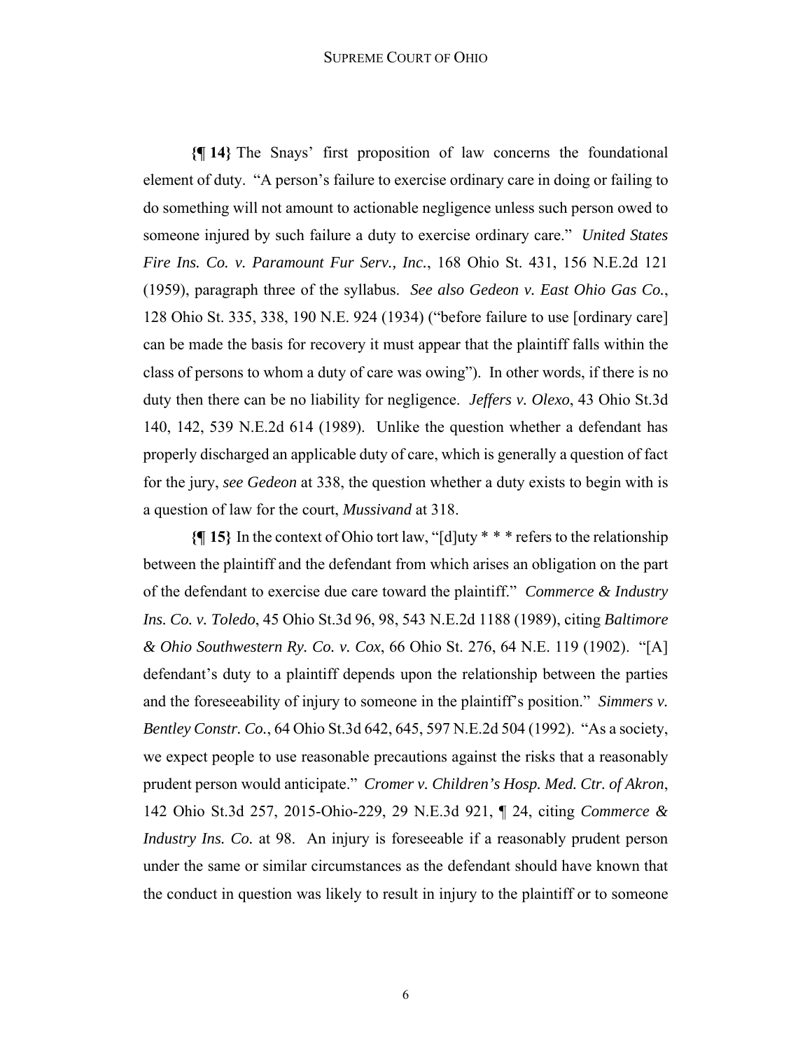**{¶ 14}** The Snays' first proposition of law concerns the foundational element of duty. "A person's failure to exercise ordinary care in doing or failing to do something will not amount to actionable negligence unless such person owed to someone injured by such failure a duty to exercise ordinary care." *United States Fire Ins. Co. v. Paramount Fur Serv., Inc.*, 168 Ohio St. 431, 156 N.E.2d 121 (1959), paragraph three of the syllabus. *See also Gedeon v. East Ohio Gas Co.*, 128 Ohio St. 335, 338, 190 N.E. 924 (1934) ("before failure to use [ordinary care] can be made the basis for recovery it must appear that the plaintiff falls within the class of persons to whom a duty of care was owing"). In other words, if there is no duty then there can be no liability for negligence. *Jeffers v. Olexo*, 43 Ohio St.3d 140, 142, 539 N.E.2d 614 (1989). Unlike the question whether a defendant has properly discharged an applicable duty of care, which is generally a question of fact for the jury, *see Gedeon* at 338, the question whether a duty exists to begin with is a question of law for the court, *Mussivand* at 318.

**{¶ 15}** In the context of Ohio tort law, "[d]uty * * * refers to the relationship between the plaintiff and the defendant from which arises an obligation on the part of the defendant to exercise due care toward the plaintiff." *Commerce & Industry Ins. Co. v. Toledo*, 45 Ohio St.3d 96, 98, 543 N.E.2d 1188 (1989), citing *Baltimore & Ohio Southwestern Ry. Co. v. Cox*, 66 Ohio St. 276, 64 N.E. 119 (1902). "[A] defendant's duty to a plaintiff depends upon the relationship between the parties and the foreseeability of injury to someone in the plaintiff's position." *Simmers v. Bentley Constr. Co.*, 64 Ohio St.3d 642, 645, 597 N.E.2d 504 (1992). "As a society, we expect people to use reasonable precautions against the risks that a reasonably prudent person would anticipate." *Cromer v. Children's Hosp. Med. Ctr. of Akron*, 142 Ohio St.3d 257, 2015-Ohio-229, 29 N.E.3d 921, ¶ 24, citing *Commerce & Industry Ins. Co.* at 98. An injury is foreseeable if a reasonably prudent person under the same or similar circumstances as the defendant should have known that the conduct in question was likely to result in injury to the plaintiff or to someone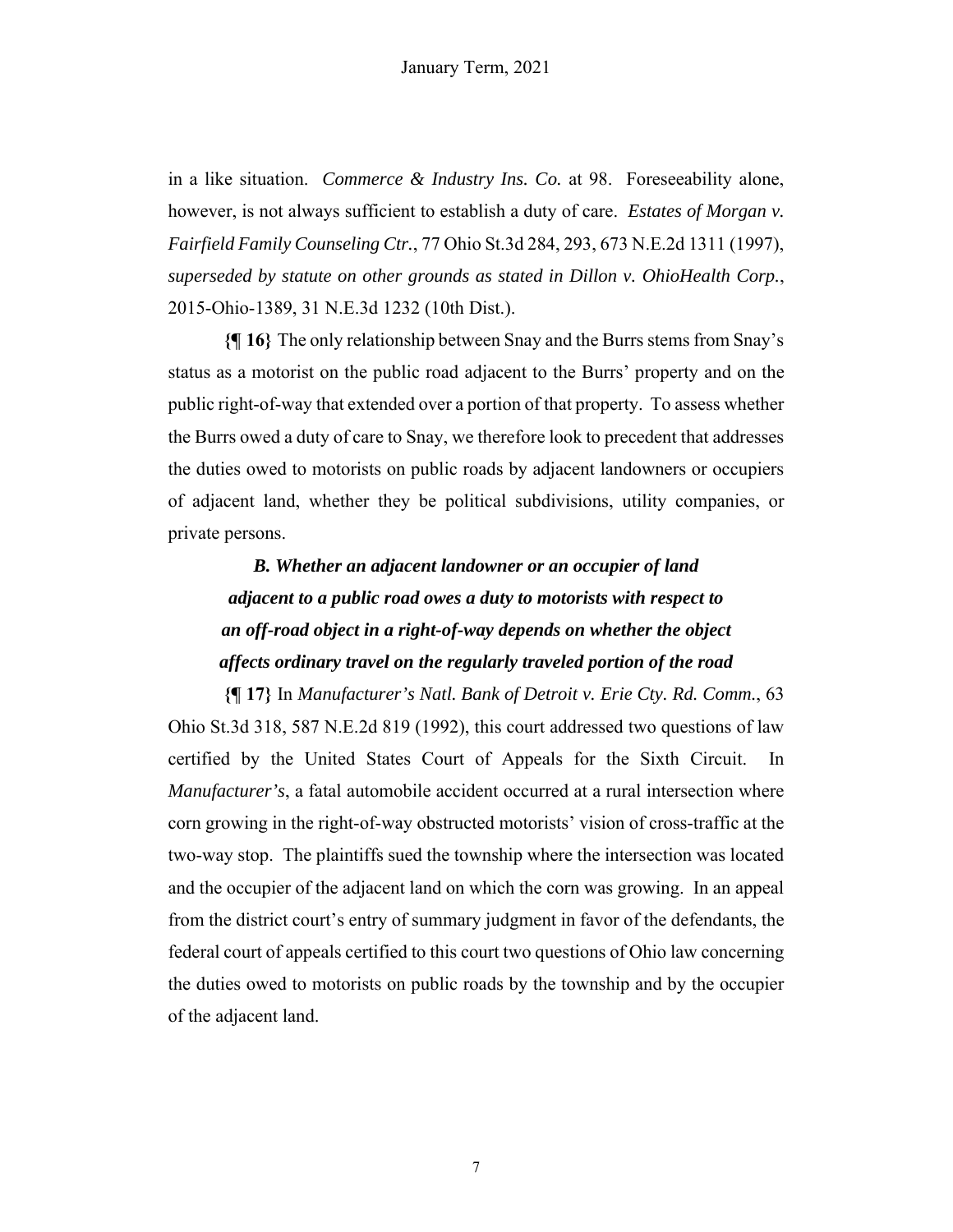in a like situation. *Commerce & Industry Ins. Co.* at 98. Foreseeability alone, however, is not always sufficient to establish a duty of care. *Estates of Morgan v. Fairfield Family Counseling Ctr.*, 77 Ohio St.3d 284, 293, 673 N.E.2d 1311 (1997), *superseded by statute on other grounds as stated in Dillon v. OhioHealth Corp.*, 2015-Ohio-1389, 31 N.E.3d 1232 (10th Dist.).

**{¶ 16}** The only relationship between Snay and the Burrs stems from Snay's status as a motorist on the public road adjacent to the Burrs' property and on the public right-of-way that extended over a portion of that property. To assess whether the Burrs owed a duty of care to Snay, we therefore look to precedent that addresses the duties owed to motorists on public roads by adjacent landowners or occupiers of adjacent land, whether they be political subdivisions, utility companies, or private persons.

### *B. Whether an adjacent landowner or an occupier of land adjacent to a public road owes a duty to motorists with respect to an off-road object in a right-of-way depends on whether the object affects ordinary travel on the regularly traveled portion of the road*

**{¶ 17}** In *Manufacturer's Natl. Bank of Detroit v. Erie Cty. Rd. Comm.*, 63 Ohio St.3d 318, 587 N.E.2d 819 (1992), this court addressed two questions of law certified by the United States Court of Appeals for the Sixth Circuit. In *Manufacturer's*, a fatal automobile accident occurred at a rural intersection where corn growing in the right-of-way obstructed motorists' vision of cross-traffic at the two-way stop. The plaintiffs sued the township where the intersection was located and the occupier of the adjacent land on which the corn was growing. In an appeal from the district court's entry of summary judgment in favor of the defendants, the federal court of appeals certified to this court two questions of Ohio law concerning the duties owed to motorists on public roads by the township and by the occupier of the adjacent land.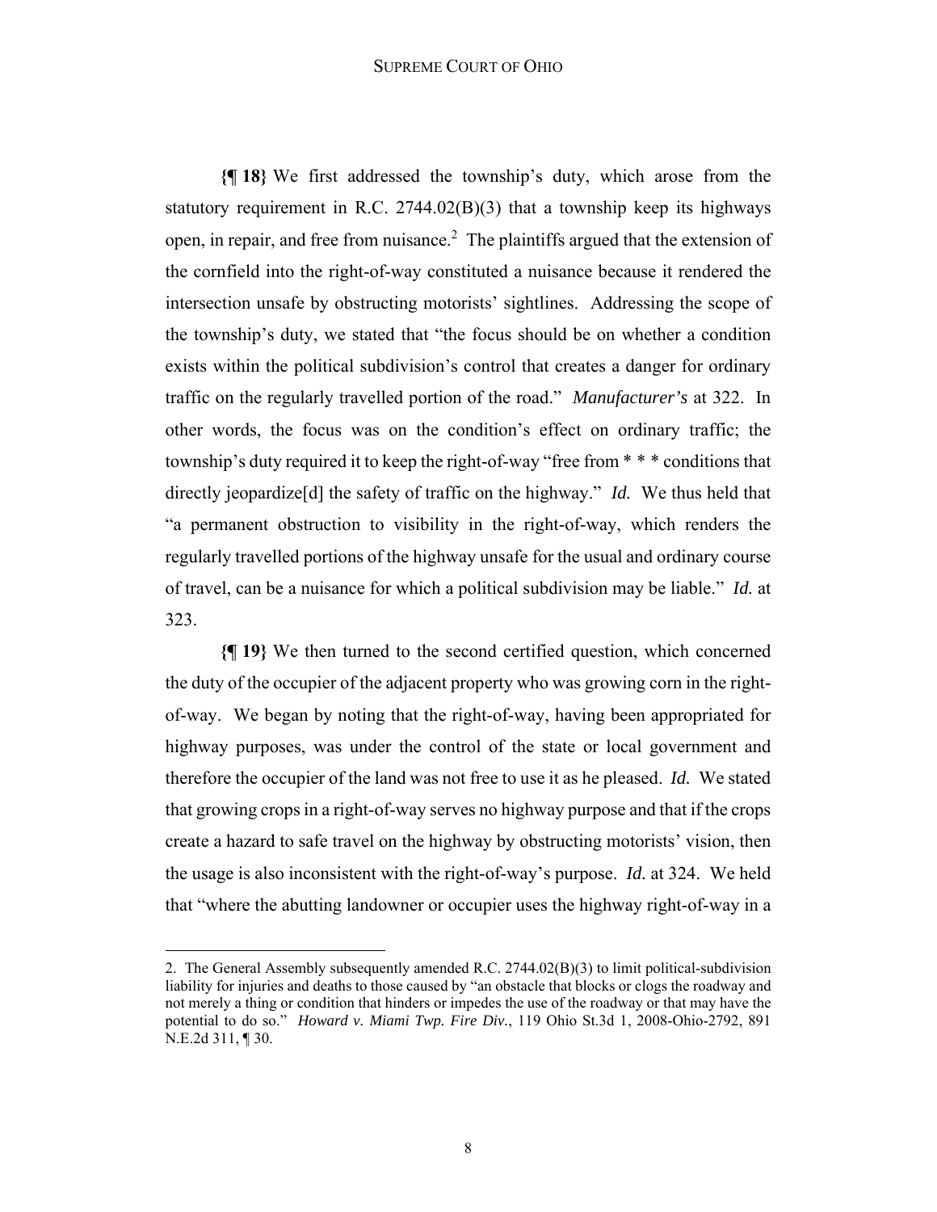**{¶ 18}** We first addressed the township's duty, which arose from the statutory requirement in R.C. 2744.02(B)(3) that a township keep its highways open, in repair, and free from nuisance.[2] The plaintiffs argued that the extension of the cornfield into the right-of-way constituted a nuisance because it rendered the intersection unsafe by obstructing motorists' sightlines. Addressing the scope of the township's duty, we stated that "the focus should be on whether a condition exists within the political subdivision's control that creates a danger for ordinary traffic on the regularly travelled portion of the road." *Manufacturer's* at 322. In other words, the focus was on the condition's effect on ordinary traffic; the township's duty required it to keep the right-of-way "free from * * * conditions that directly jeopardize[d] the safety of traffic on the highway." *Id.* We thus held that "a permanent obstruction to visibility in the right-of-way, which renders the regularly travelled portions of the highway unsafe for the usual and ordinary course of travel, can be a nuisance for which a political subdivision may be liable." *Id.* at 323.

**{¶ 19}** We then turned to the second certified question, which concerned the duty of the occupier of the adjacent property who was growing corn in the right-of-way. We began by noting that the right-of-way, having been appropriated for highway purposes, was under the control of the state or local government and therefore the occupier of the land was not free to use it as he pleased. *Id.* We stated that growing crops in a right-of-way serves no highway purpose and that if the crops create a hazard to safe travel on the highway by obstructing motorists' vision, then the usage is also inconsistent with the right-of-way's purpose. *Id.* at 324. We held that "where the abutting landowner or occupier uses the highway right-of-way in a

---

2. The General Assembly subsequently amended R.C. 2744.02(B)(3) to limit political-subdivision liability for injuries and deaths to those caused by "an obstacle that blocks or clogs the roadway and not merely a thing or condition that hinders or impedes the use of the roadway or that may have the potential to do so." *Howard v. Miami Twp. Fire Div.*, 119 Ohio St.3d 1, 2008-Ohio-2792, 891 N.E.2d 311, ¶ 30.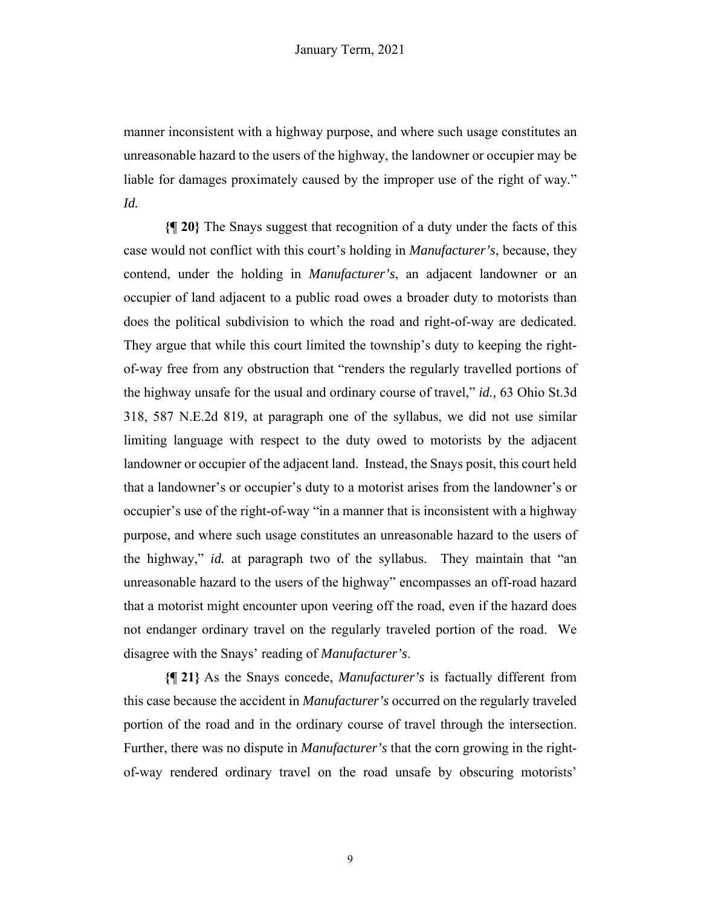manner inconsistent with a highway purpose, and where such usage constitutes an unreasonable hazard to the users of the highway, the landowner or occupier may be liable for damages proximately caused by the improper use of the right of way." *Id.*

**{¶ 20}** The Snays suggest that recognition of a duty under the facts of this case would not conflict with this court's holding in *Manufacturer's*, because, they contend, under the holding in *Manufacturer's*, an adjacent landowner or an occupier of land adjacent to a public road owes a broader duty to motorists than does the political subdivision to which the road and right-of-way are dedicated. They argue that while this court limited the township's duty to keeping the right-of-way free from any obstruction that "renders the regularly travelled portions of the highway unsafe for the usual and ordinary course of travel," *id.,* 63 Ohio St.3d 318, 587 N.E.2d 819, at paragraph one of the syllabus, we did not use similar limiting language with respect to the duty owed to motorists by the adjacent landowner or occupier of the adjacent land. Instead, the Snays posit, this court held that a landowner's or occupier's duty to a motorist arises from the landowner's or occupier's use of the right-of-way "in a manner that is inconsistent with a highway purpose, and where such usage constitutes an unreasonable hazard to the users of the highway," *id.* at paragraph two of the syllabus. They maintain that "an unreasonable hazard to the users of the highway" encompasses an off-road hazard that a motorist might encounter upon veering off the road, even if the hazard does not endanger ordinary travel on the regularly traveled portion of the road. We disagree with the Snays' reading of *Manufacturer's*.

**{¶ 21}** As the Snays concede, *Manufacturer's* is factually different from this case because the accident in *Manufacturer's* occurred on the regularly traveled portion of the road and in the ordinary course of travel through the intersection. Further, there was no dispute in *Manufacturer's* that the corn growing in the right-of-way rendered ordinary travel on the road unsafe by obscuring motorists'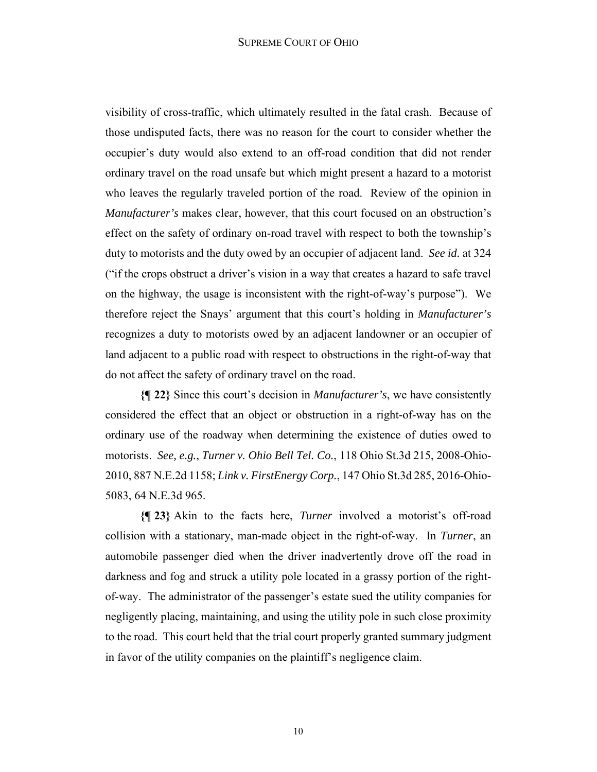visibility of cross-traffic, which ultimately resulted in the fatal crash. Because of those undisputed facts, there was no reason for the court to consider whether the occupier's duty would also extend to an off-road condition that did not render ordinary travel on the road unsafe but which might present a hazard to a motorist who leaves the regularly traveled portion of the road. Review of the opinion in *Manufacturer's* makes clear, however, that this court focused on an obstruction's effect on the safety of ordinary on-road travel with respect to both the township's duty to motorists and the duty owed by an occupier of adjacent land. *See id.* at 324 ("if the crops obstruct a driver's vision in a way that creates a hazard to safe travel on the highway, the usage is inconsistent with the right-of-way's purpose"). We therefore reject the Snays' argument that this court's holding in *Manufacturer's* recognizes a duty to motorists owed by an adjacent landowner or an occupier of land adjacent to a public road with respect to obstructions in the right-of-way that do not affect the safety of ordinary travel on the road.

**{¶ 22}** Since this court's decision in *Manufacturer's*, we have consistently considered the effect that an object or obstruction in a right-of-way has on the ordinary use of the roadway when determining the existence of duties owed to motorists. *See, e.g.*, *Turner v. Ohio Bell Tel. Co.*, 118 Ohio St.3d 215, 2008-Ohio-2010, 887 N.E.2d 1158; *Link v. FirstEnergy Corp.*, 147 Ohio St.3d 285, 2016-Ohio-5083, 64 N.E.3d 965.

**{¶ 23}** Akin to the facts here, *Turner* involved a motorist's off-road collision with a stationary, man-made object in the right-of-way. In *Turner*, an automobile passenger died when the driver inadvertently drove off the road in darkness and fog and struck a utility pole located in a grassy portion of the right-of-way. The administrator of the passenger's estate sued the utility companies for negligently placing, maintaining, and using the utility pole in such close proximity to the road. This court held that the trial court properly granted summary judgment in favor of the utility companies on the plaintiff's negligence claim.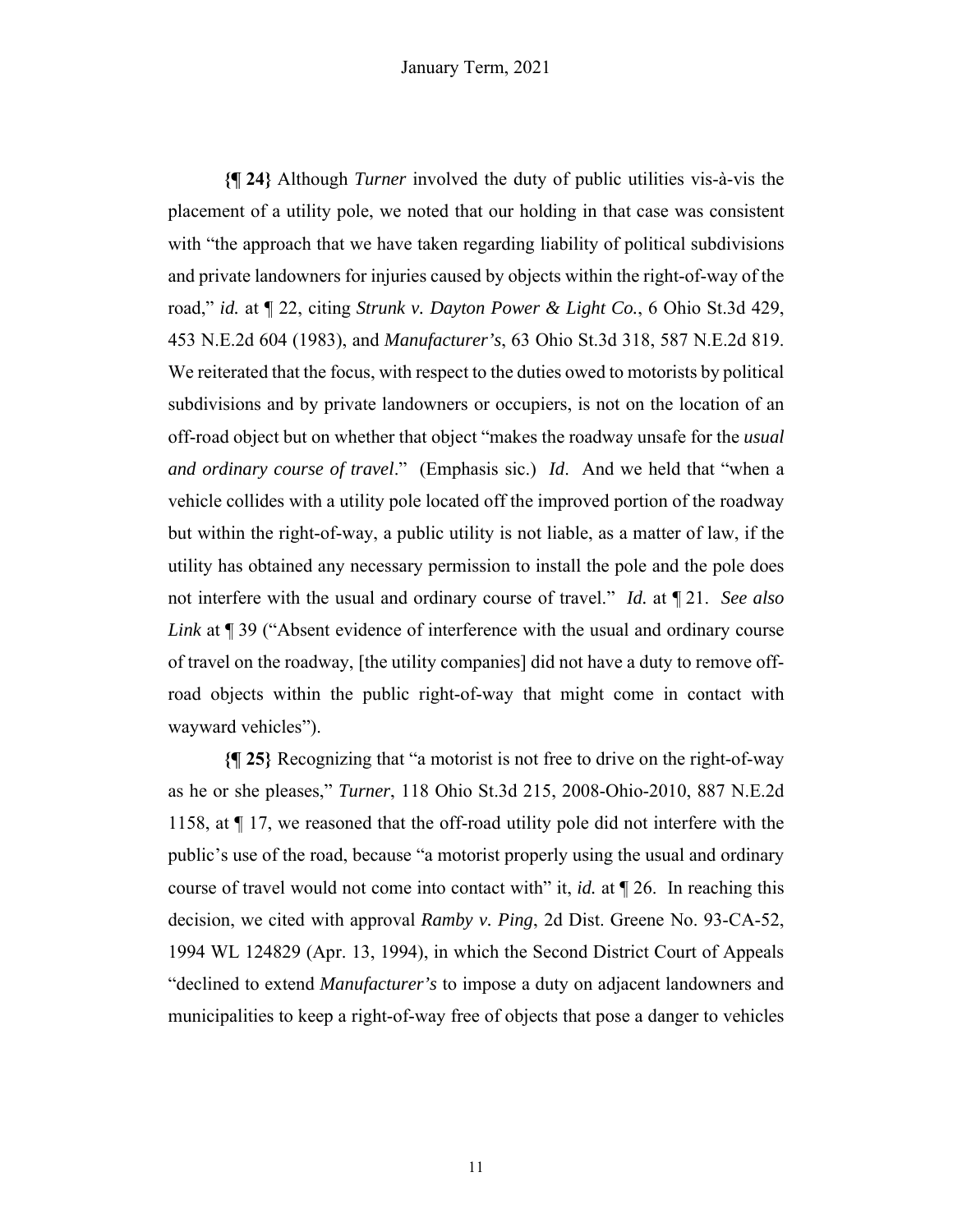**{¶ 24}** Although *Turner* involved the duty of public utilities vis-à-vis the placement of a utility pole, we noted that our holding in that case was consistent with "the approach that we have taken regarding liability of political subdivisions and private landowners for injuries caused by objects within the right-of-way of the road," *id.* at ¶ 22, citing *Strunk v. Dayton Power & Light Co.*, 6 Ohio St.3d 429, 453 N.E.2d 604 (1983), and *Manufacturer's*, 63 Ohio St.3d 318, 587 N.E.2d 819. We reiterated that the focus, with respect to the duties owed to motorists by political subdivisions and by private landowners or occupiers, is not on the location of an off-road object but on whether that object "makes the roadway unsafe for the *usual and ordinary course of travel*." (Emphasis sic.) *Id*. And we held that "when a vehicle collides with a utility pole located off the improved portion of the roadway but within the right-of-way, a public utility is not liable, as a matter of law, if the utility has obtained any necessary permission to install the pole and the pole does not interfere with the usual and ordinary course of travel." *Id.* at ¶ 21. *See also Link* at ¶ 39 ("Absent evidence of interference with the usual and ordinary course of travel on the roadway, [the utility companies] did not have a duty to remove off-road objects within the public right-of-way that might come in contact with wayward vehicles").

**{¶ 25}** Recognizing that "a motorist is not free to drive on the right-of-way as he or she pleases," *Turner*, 118 Ohio St.3d 215, 2008-Ohio-2010, 887 N.E.2d 1158, at ¶ 17, we reasoned that the off-road utility pole did not interfere with the public's use of the road, because "a motorist properly using the usual and ordinary course of travel would not come into contact with" it, *id.* at ¶ 26. In reaching this decision, we cited with approval *Ramby v. Ping*, 2d Dist. Greene No. 93-CA-52, 1994 WL 124829 (Apr. 13, 1994), in which the Second District Court of Appeals "declined to extend *Manufacturer's* to impose a duty on adjacent landowners and municipalities to keep a right-of-way free of objects that pose a danger to vehicles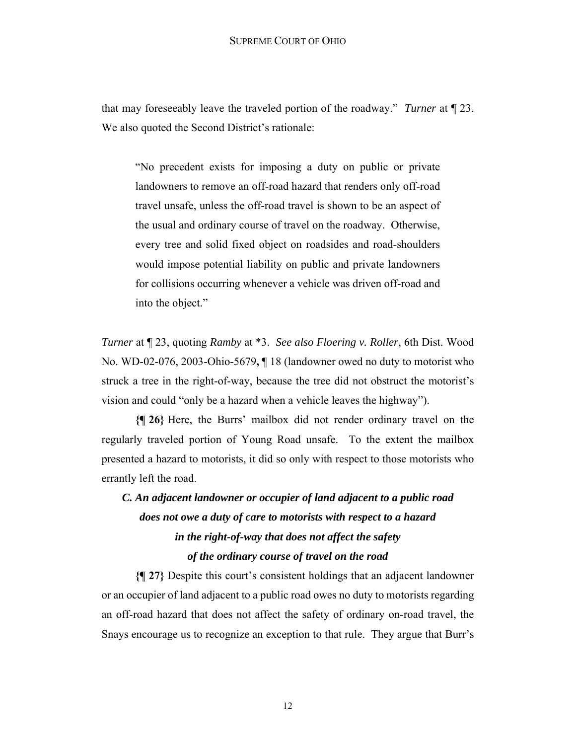that may foreseeably leave the traveled portion of the roadway." *Turner* at ¶ 23. We also quoted the Second District's rationale:

> "No precedent exists for imposing a duty on public or private landowners to remove an off-road hazard that renders only off-road travel unsafe, unless the off-road travel is shown to be an aspect of the usual and ordinary course of travel on the roadway. Otherwise, every tree and solid fixed object on roadsides and road-shoulders would impose potential liability on public and private landowners for collisions occurring whenever a vehicle was driven off-road and into the object."

*Turner* at ¶ 23, quoting *Ramby* at \*3. *See also Floering v. Roller*, 6th Dist. Wood No. WD-02-076, 2003-Ohio-5679**,** ¶ 18 (landowner owed no duty to motorist who struck a tree in the right-of-way, because the tree did not obstruct the motorist's vision and could "only be a hazard when a vehicle leaves the highway").

**{¶ 26}** Here, the Burrs' mailbox did not render ordinary travel on the regularly traveled portion of Young Road unsafe. To the extent the mailbox presented a hazard to motorists, it did so only with respect to those motorists who errantly left the road.

### *C. An adjacent landowner or occupier of land adjacent to a public road does not owe a duty of care to motorists with respect to a hazard in the right-of-way that does not affect the safety of the ordinary course of travel on the road*

**{¶ 27}** Despite this court's consistent holdings that an adjacent landowner or an occupier of land adjacent to a public road owes no duty to motorists regarding an off-road hazard that does not affect the safety of ordinary on-road travel, the Snays encourage us to recognize an exception to that rule. They argue that Burr's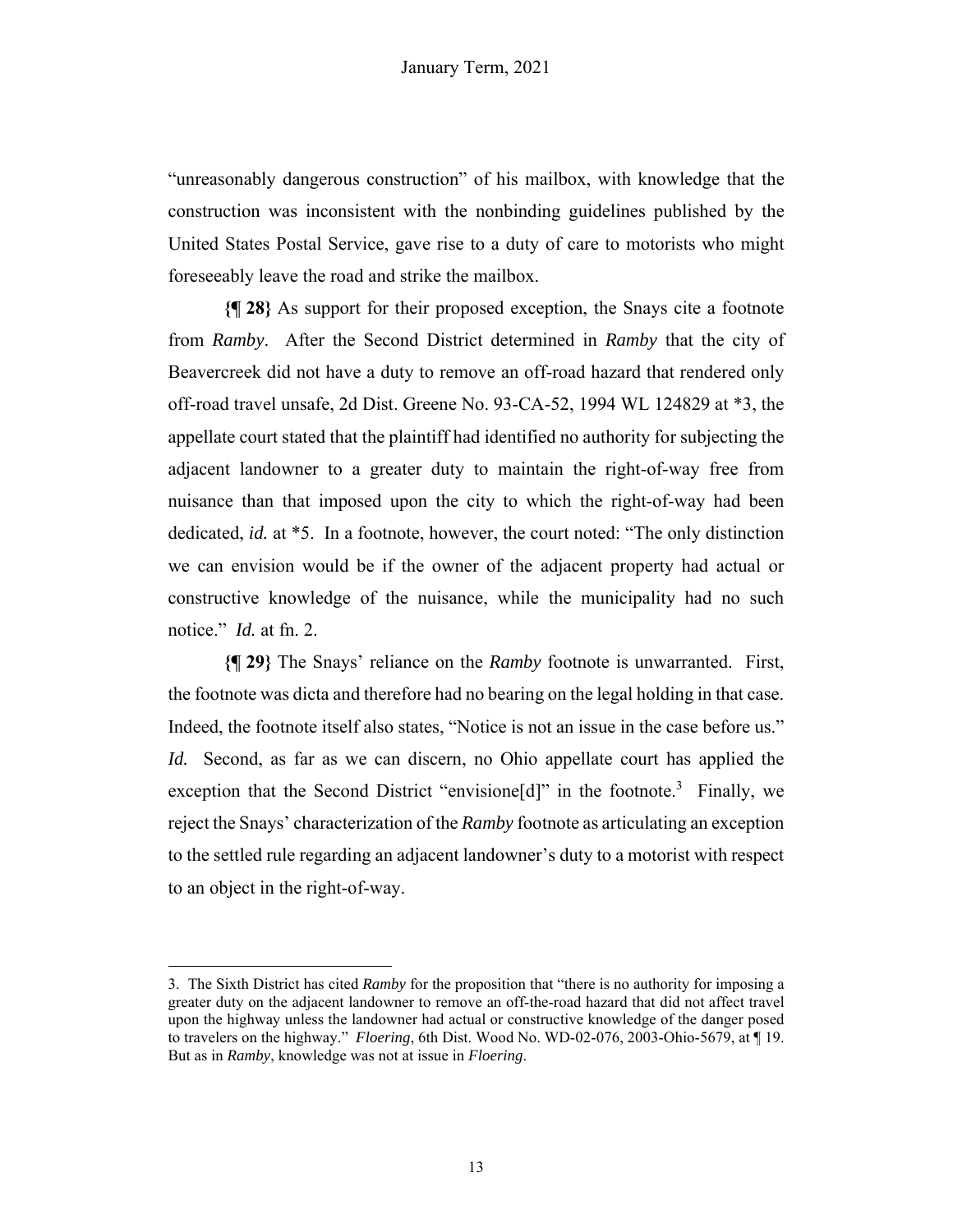"unreasonably dangerous construction" of his mailbox, with knowledge that the construction was inconsistent with the nonbinding guidelines published by the United States Postal Service, gave rise to a duty of care to motorists who might foreseeably leave the road and strike the mailbox.

**{¶ 28}** As support for their proposed exception, the Snays cite a footnote from *Ramby*. After the Second District determined in *Ramby* that the city of Beavercreek did not have a duty to remove an off-road hazard that rendered only off-road travel unsafe, 2d Dist. Greene No. 93-CA-52, 1994 WL 124829 at *3, the appellate court stated that the plaintiff had identified no authority for subjecting the adjacent landowner to a greater duty to maintain the right-of-way free from nuisance than that imposed upon the city to which the right-of-way had been dedicated, *id.* at *5. In a footnote, however, the court noted: "The only distinction we can envision would be if the owner of the adjacent property had actual or constructive knowledge of the nuisance, while the municipality had no such notice." *Id.* at fn. 2.

**{¶ 29}** The Snays' reliance on the *Ramby* footnote is unwarranted. First, the footnote was dicta and therefore had no bearing on the legal holding in that case. Indeed, the footnote itself also states, "Notice is not an issue in the case before us." *Id.* Second, as far as we can discern, no Ohio appellate court has applied the exception that the Second District "envisione[d]" in the footnote.[3] Finally, we reject the Snays' characterization of the *Ramby* footnote as articulating an exception to the settled rule regarding an adjacent landowner's duty to a motorist with respect to an object in the right-of-way.

---

3. The Sixth District has cited *Ramby* for the proposition that "there is no authority for imposing a greater duty on the adjacent landowner to remove an off-the-road hazard that did not affect travel upon the highway unless the landowner had actual or constructive knowledge of the danger posed to travelers on the highway." *Floering*, 6th Dist. Wood No. WD-02-076, 2003-Ohio-5679, at ¶ 19. But as in *Ramby*, knowledge was not at issue in *Floering*.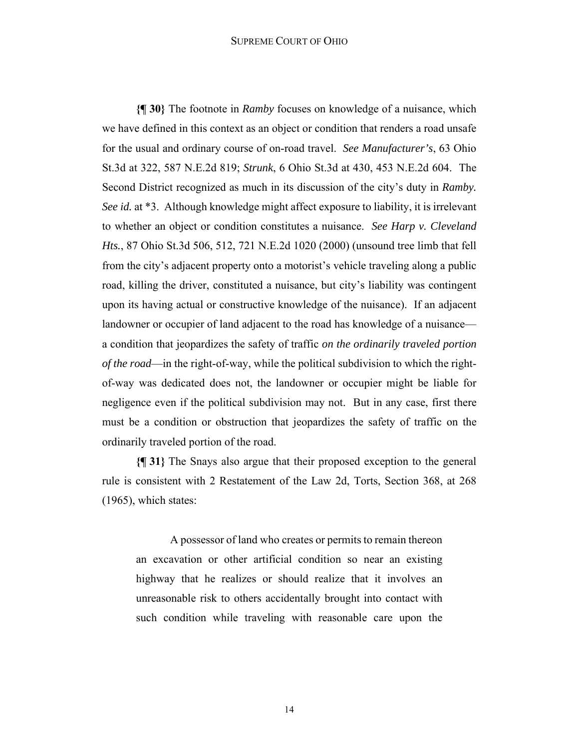**{¶ 30}** The footnote in *Ramby* focuses on knowledge of a nuisance, which we have defined in this context as an object or condition that renders a road unsafe for the usual and ordinary course of on-road travel. *See Manufacturer's*, 63 Ohio St.3d at 322, 587 N.E.2d 819; *Strunk*, 6 Ohio St.3d at 430, 453 N.E.2d 604. The Second District recognized as much in its discussion of the city's duty in *Ramby. See id.* at *3. Although knowledge might affect exposure to liability, it is irrelevant to whether an object or condition constitutes a nuisance. *See Harp v. Cleveland Hts.*, 87 Ohio St.3d 506, 512, 721 N.E.2d 1020 (2000) (unsound tree limb that fell from the city's adjacent property onto a motorist's vehicle traveling along a public road, killing the driver, constituted a nuisance, but city's liability was contingent upon its having actual or constructive knowledge of the nuisance). If an adjacent landowner or occupier of land adjacent to the road has knowledge of a nuisance—a condition that jeopardizes the safety of traffic *on the ordinarily traveled portion of the road*—in the right-of-way, while the political subdivision to which the right-of-way was dedicated does not, the landowner or occupier might be liable for negligence even if the political subdivision may not. But in any case, first there must be a condition or obstruction that jeopardizes the safety of traffic on the ordinarily traveled portion of the road.

**{¶ 31}** The Snays also argue that their proposed exception to the general rule is consistent with 2 Restatement of the Law 2d, Torts, Section 368, at 268 (1965), which states:

> A possessor of land who creates or permits to remain thereon an excavation or other artificial condition so near an existing highway that he realizes or should realize that it involves an unreasonable risk to others accidentally brought into contact with such condition while traveling with reasonable care upon the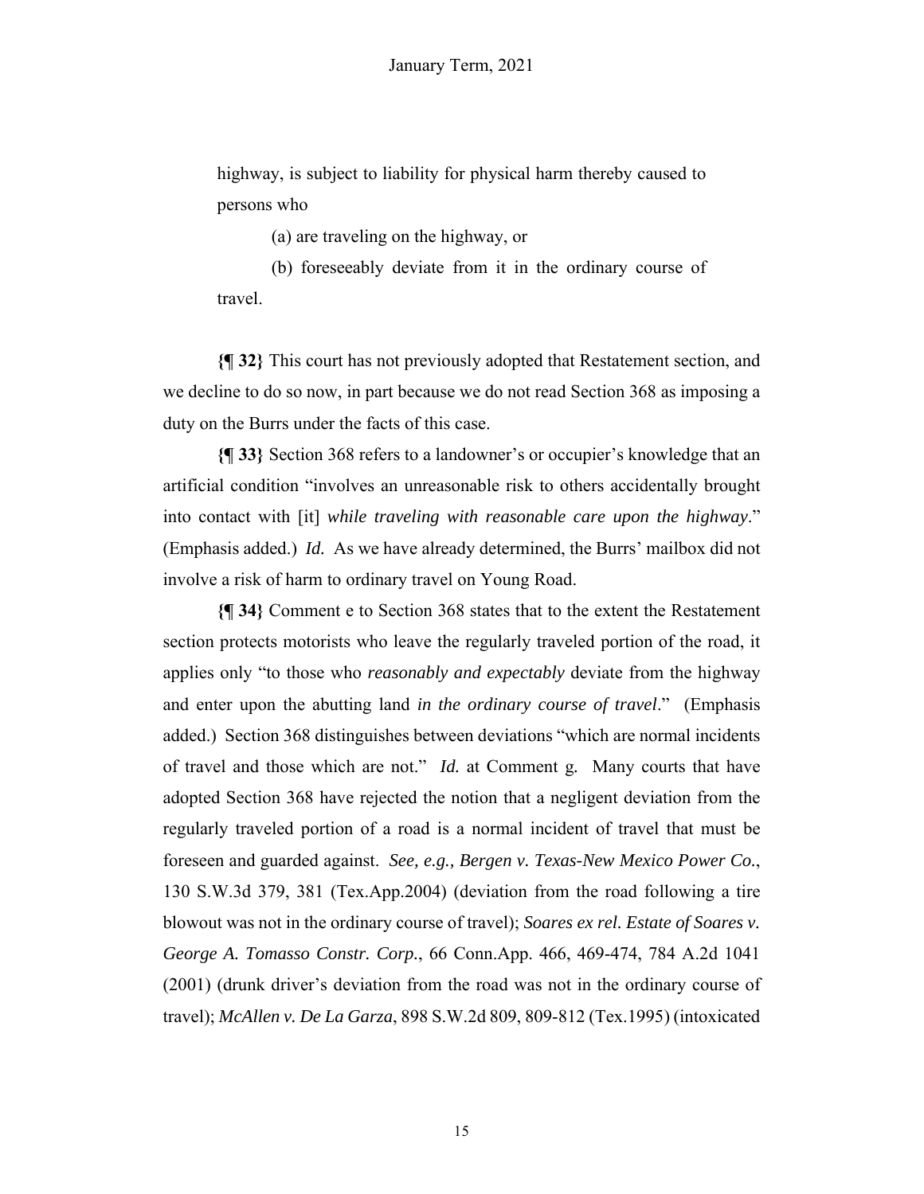highway, is subject to liability for physical harm thereby caused to persons who

(a) are traveling on the highway, or

(b) foreseeably deviate from it in the ordinary course of travel.

**{¶ 32}** This court has not previously adopted that Restatement section, and we decline to do so now, in part because we do not read Section 368 as imposing a duty on the Burrs under the facts of this case.

**{¶ 33}** Section 368 refers to a landowner's or occupier's knowledge that an artificial condition "involves an unreasonable risk to others accidentally brought into contact with [it] *while traveling with reasonable care upon the highway*." (Emphasis added.) *Id.* As we have already determined, the Burrs' mailbox did not involve a risk of harm to ordinary travel on Young Road.

**{¶ 34}** Comment e to Section 368 states that to the extent the Restatement section protects motorists who leave the regularly traveled portion of the road, it applies only "to those who *reasonably and expectably* deviate from the highway and enter upon the abutting land *in the ordinary course of travel*." (Emphasis added.) Section 368 distinguishes between deviations "which are normal incidents of travel and those which are not." *Id.* at Comment g. Many courts that have adopted Section 368 have rejected the notion that a negligent deviation from the regularly traveled portion of a road is a normal incident of travel that must be foreseen and guarded against. *See, e.g., Bergen v. Texas-New Mexico Power Co.*, 130 S.W.3d 379, 381 (Tex.App.2004) (deviation from the road following a tire blowout was not in the ordinary course of travel); *Soares ex rel. Estate of Soares v. George A. Tomasso Constr. Corp.*, 66 Conn.App. 466, 469-474, 784 A.2d 1041 (2001) (drunk driver's deviation from the road was not in the ordinary course of travel); *McAllen v. De La Garza*, 898 S.W.2d 809, 809-812 (Tex.1995) (intoxicated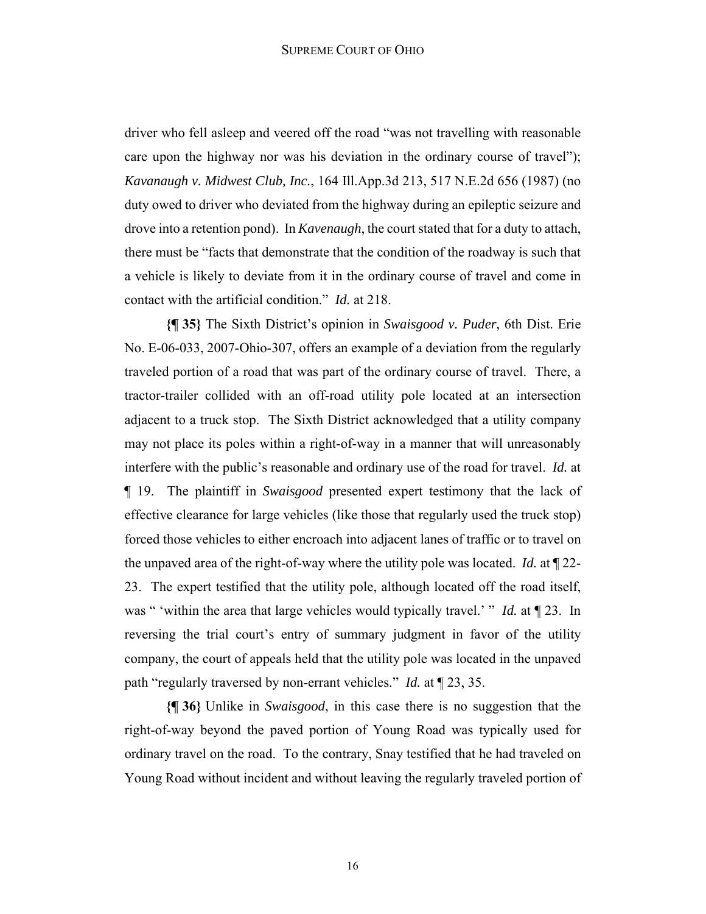driver who fell asleep and veered off the road "was not travelling with reasonable care upon the highway nor was his deviation in the ordinary course of travel"); *Kavanaugh v. Midwest Club, Inc.*, 164 Ill.App.3d 213, 517 N.E.2d 656 (1987) (no duty owed to driver who deviated from the highway during an epileptic seizure and drove into a retention pond). In *Kavenaugh*, the court stated that for a duty to attach, there must be "facts that demonstrate that the condition of the roadway is such that a vehicle is likely to deviate from it in the ordinary course of travel and come in contact with the artificial condition." *Id.* at 218.

**{¶ 35}** The Sixth District's opinion in *Swaisgood v. Puder*, 6th Dist. Erie No. E-06-033, 2007-Ohio-307, offers an example of a deviation from the regularly traveled portion of a road that was part of the ordinary course of travel. There, a tractor-trailer collided with an off-road utility pole located at an intersection adjacent to a truck stop. The Sixth District acknowledged that a utility company may not place its poles within a right-of-way in a manner that will unreasonably interfere with the public's reasonable and ordinary use of the road for travel. *Id.* at ¶ 19. The plaintiff in *Swaisgood* presented expert testimony that the lack of effective clearance for large vehicles (like those that regularly used the truck stop) forced those vehicles to either encroach into adjacent lanes of traffic or to travel on the unpaved area of the right-of-way where the utility pole was located. *Id.* at ¶ 22-23. The expert testified that the utility pole, although located off the road itself, was " 'within the area that large vehicles would typically travel.' " *Id.* at ¶ 23. In reversing the trial court's entry of summary judgment in favor of the utility company, the court of appeals held that the utility pole was located in the unpaved path "regularly traversed by non-errant vehicles." *Id.* at ¶ 23, 35.

**{¶ 36}** Unlike in *Swaisgood*, in this case there is no suggestion that the right-of-way beyond the paved portion of Young Road was typically used for ordinary travel on the road. To the contrary, Snay testified that he had traveled on Young Road without incident and without leaving the regularly traveled portion of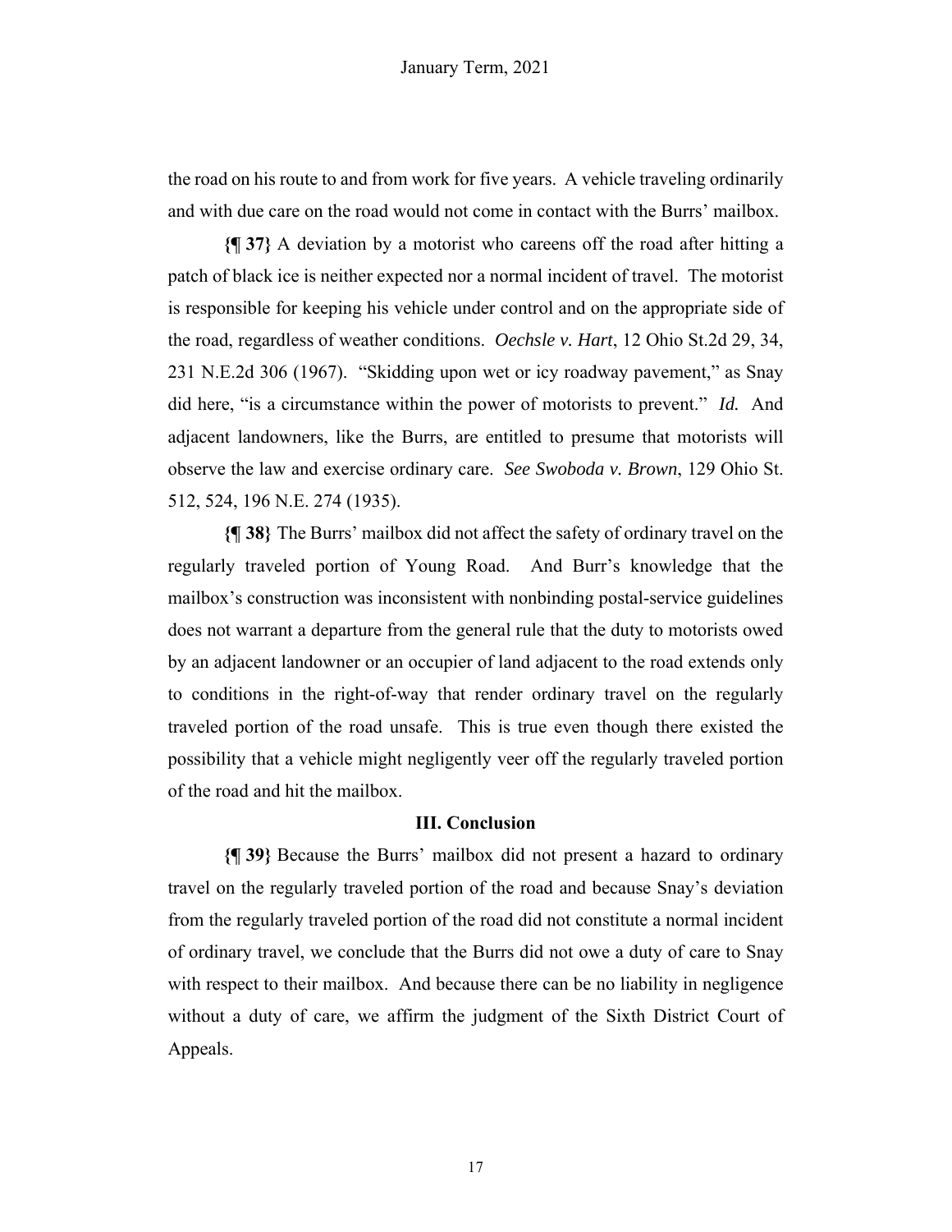the road on his route to and from work for five years. A vehicle traveling ordinarily and with due care on the road would not come in contact with the Burrs' mailbox.

**{¶ 37}** A deviation by a motorist who careens off the road after hitting a patch of black ice is neither expected nor a normal incident of travel. The motorist is responsible for keeping his vehicle under control and on the appropriate side of the road, regardless of weather conditions. *Oechsle v. Hart*, 12 Ohio St.2d 29, 34, 231 N.E.2d 306 (1967). "Skidding upon wet or icy roadway pavement," as Snay did here, "is a circumstance within the power of motorists to prevent." *Id.* And adjacent landowners, like the Burrs, are entitled to presume that motorists will observe the law and exercise ordinary care. *See Swoboda v. Brown*, 129 Ohio St. 512, 524, 196 N.E. 274 (1935).

**{¶ 38}** The Burrs' mailbox did not affect the safety of ordinary travel on the regularly traveled portion of Young Road. And Burr's knowledge that the mailbox's construction was inconsistent with nonbinding postal-service guidelines does not warrant a departure from the general rule that the duty to motorists owed by an adjacent landowner or an occupier of land adjacent to the road extends only to conditions in the right-of-way that render ordinary travel on the regularly traveled portion of the road unsafe. This is true even though there existed the possibility that a vehicle might negligently veer off the regularly traveled portion of the road and hit the mailbox.

### III. Conclusion

**{¶ 39}** Because the Burrs' mailbox did not present a hazard to ordinary travel on the regularly traveled portion of the road and because Snay's deviation from the regularly traveled portion of the road did not constitute a normal incident of ordinary travel, we conclude that the Burrs did not owe a duty of care to Snay with respect to their mailbox. And because there can be no liability in negligence without a duty of care, we affirm the judgment of the Sixth District Court of Appeals.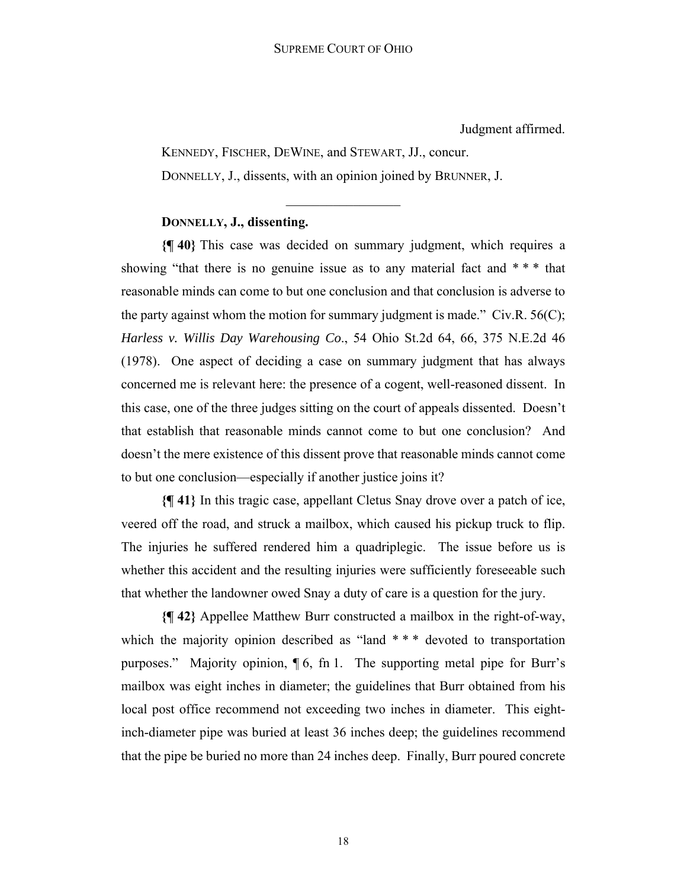Judgment affirmed.

KENNEDY, FISCHER, DEWINE, and STEWART, JJ., concur.

DONNELLY, J., dissents, with an opinion joined by BRUNNER, J.

---

**DONNELLY, J., dissenting.**

**{¶ 40}** This case was decided on summary judgment, which requires a showing "that there is no genuine issue as to any material fact and * * * that reasonable minds can come to but one conclusion and that conclusion is adverse to the party against whom the motion for summary judgment is made." Civ.R. 56(C); *Harless v. Willis Day Warehousing Co*., 54 Ohio St.2d 64, 66, 375 N.E.2d 46 (1978). One aspect of deciding a case on summary judgment that has always concerned me is relevant here: the presence of a cogent, well-reasoned dissent. In this case, one of the three judges sitting on the court of appeals dissented. Doesn't that establish that reasonable minds cannot come to but one conclusion? And doesn't the mere existence of this dissent prove that reasonable minds cannot come to but one conclusion—especially if another justice joins it?

**{¶ 41}** In this tragic case, appellant Cletus Snay drove over a patch of ice, veered off the road, and struck a mailbox, which caused his pickup truck to flip. The injuries he suffered rendered him a quadriplegic. The issue before us is whether this accident and the resulting injuries were sufficiently foreseeable such that whether the landowner owed Snay a duty of care is a question for the jury.

**{¶ 42}** Appellee Matthew Burr constructed a mailbox in the right-of-way, which the majority opinion described as "land * * * devoted to transportation purposes." Majority opinion, ¶ 6, fn 1. The supporting metal pipe for Burr's mailbox was eight inches in diameter; the guidelines that Burr obtained from his local post office recommend not exceeding two inches in diameter. This eight-inch-diameter pipe was buried at least 36 inches deep; the guidelines recommend that the pipe be buried no more than 24 inches deep. Finally, Burr poured concrete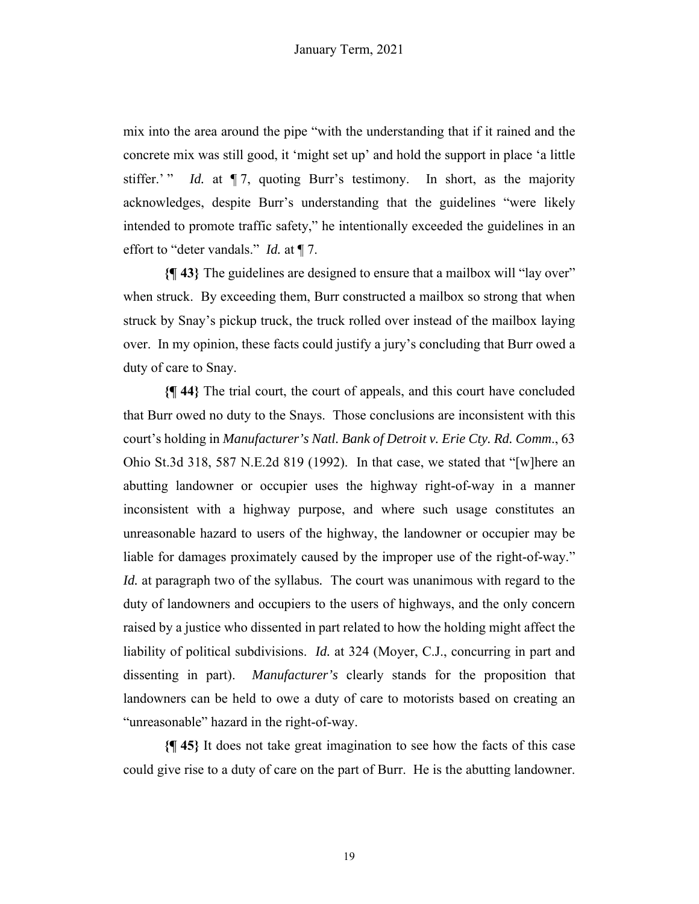mix into the area around the pipe "with the understanding that if it rained and the concrete mix was still good, it 'might set up' and hold the support in place 'a little stiffer.' " *Id.* at ¶ 7, quoting Burr's testimony. In short, as the majority acknowledges, despite Burr's understanding that the guidelines "were likely intended to promote traffic safety," he intentionally exceeded the guidelines in an effort to "deter vandals." *Id.* at ¶ 7.

**{¶ 43}** The guidelines are designed to ensure that a mailbox will "lay over" when struck. By exceeding them, Burr constructed a mailbox so strong that when struck by Snay's pickup truck, the truck rolled over instead of the mailbox laying over. In my opinion, these facts could justify a jury's concluding that Burr owed a duty of care to Snay.

**{¶ 44}** The trial court, the court of appeals, and this court have concluded that Burr owed no duty to the Snays. Those conclusions are inconsistent with this court's holding in *Manufacturer's Natl. Bank of Detroit v. Erie Cty. Rd. Comm.*, 63 Ohio St.3d 318, 587 N.E.2d 819 (1992). In that case, we stated that "[w]here an abutting landowner or occupier uses the highway right-of-way in a manner inconsistent with a highway purpose, and where such usage constitutes an unreasonable hazard to users of the highway, the landowner or occupier may be liable for damages proximately caused by the improper use of the right-of-way." *Id.* at paragraph two of the syllabus. The court was unanimous with regard to the duty of landowners and occupiers to the users of highways, and the only concern raised by a justice who dissented in part related to how the holding might affect the liability of political subdivisions. *Id.* at 324 (Moyer, C.J., concurring in part and dissenting in part). *Manufacturer's* clearly stands for the proposition that landowners can be held to owe a duty of care to motorists based on creating an "unreasonable" hazard in the right-of-way.

**{¶ 45}** It does not take great imagination to see how the facts of this case could give rise to a duty of care on the part of Burr. He is the abutting landowner.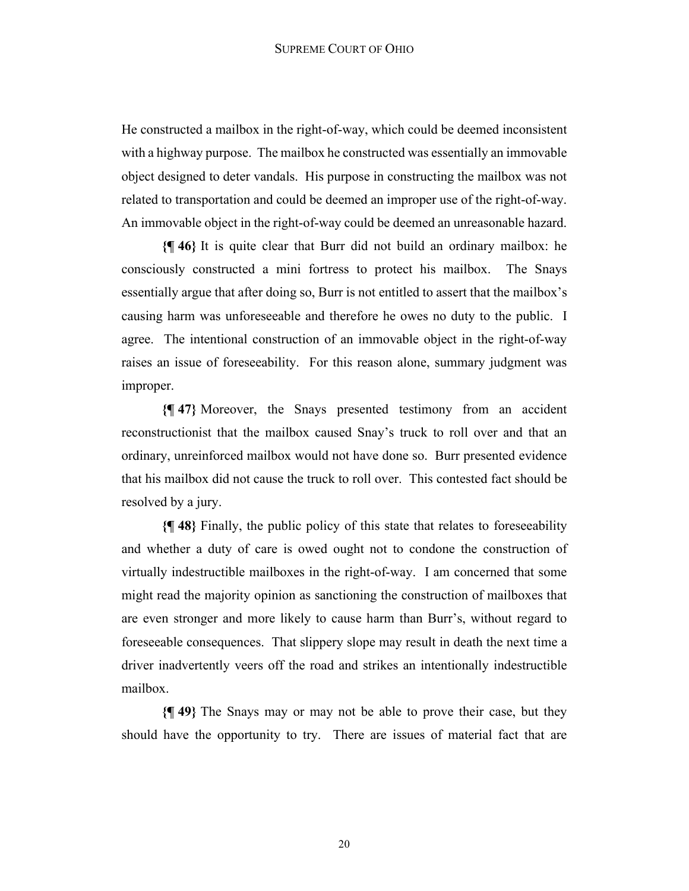He constructed a mailbox in the right-of-way, which could be deemed inconsistent with a highway purpose. The mailbox he constructed was essentially an immovable object designed to deter vandals. His purpose in constructing the mailbox was not related to transportation and could be deemed an improper use of the right-of-way. An immovable object in the right-of-way could be deemed an unreasonable hazard.

**{¶ 46}** It is quite clear that Burr did not build an ordinary mailbox: he consciously constructed a mini fortress to protect his mailbox. The Snays essentially argue that after doing so, Burr is not entitled to assert that the mailbox's causing harm was unforeseeable and therefore he owes no duty to the public. I agree. The intentional construction of an immovable object in the right-of-way raises an issue of foreseeability. For this reason alone, summary judgment was improper.

**{¶ 47}** Moreover, the Snays presented testimony from an accident reconstructionist that the mailbox caused Snay's truck to roll over and that an ordinary, unreinforced mailbox would not have done so. Burr presented evidence that his mailbox did not cause the truck to roll over. This contested fact should be resolved by a jury.

**{¶ 48}** Finally, the public policy of this state that relates to foreseeability and whether a duty of care is owed ought not to condone the construction of virtually indestructible mailboxes in the right-of-way. I am concerned that some might read the majority opinion as sanctioning the construction of mailboxes that are even stronger and more likely to cause harm than Burr's, without regard to foreseeable consequences. That slippery slope may result in death the next time a driver inadvertently veers off the road and strikes an intentionally indestructible mailbox.

**{¶ 49}** The Snays may or may not be able to prove their case, but they should have the opportunity to try. There are issues of material fact that are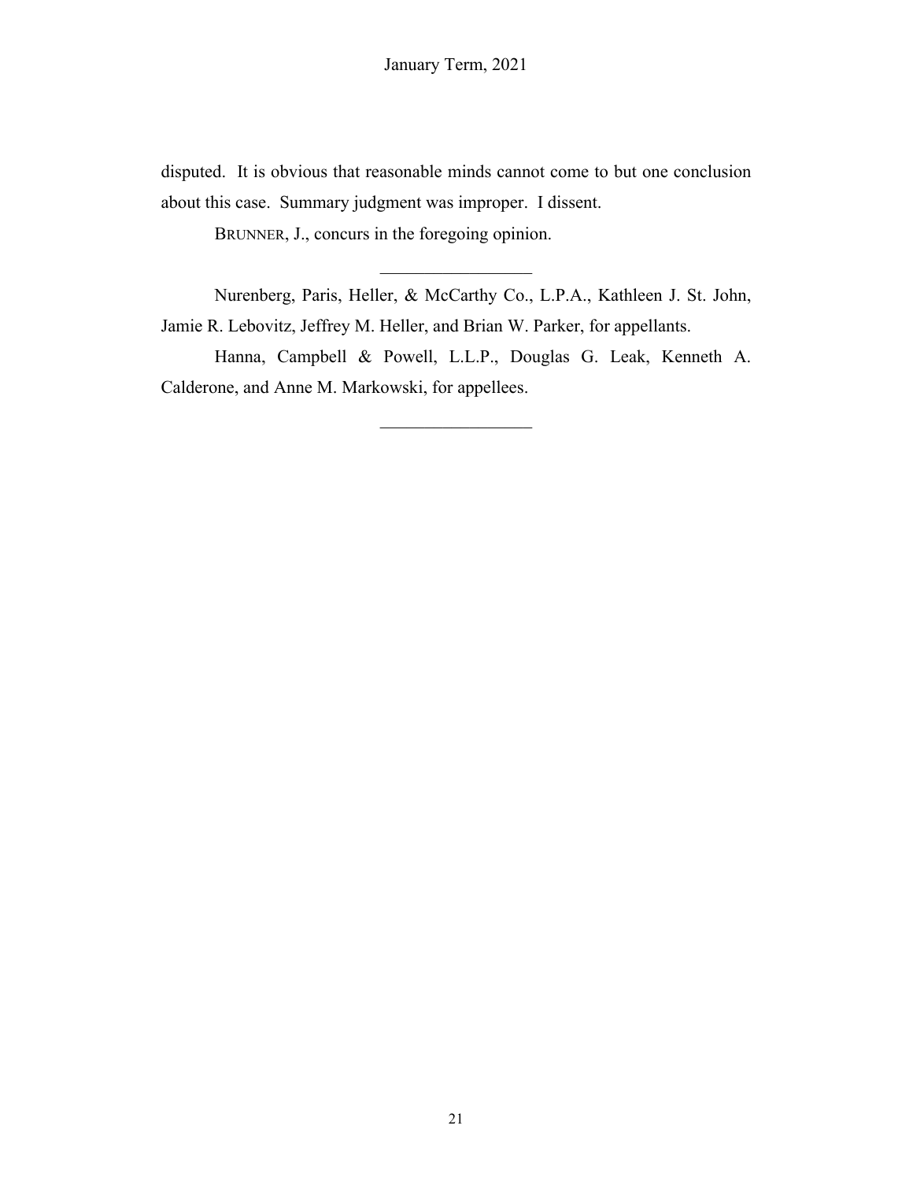disputed. It is obvious that reasonable minds cannot come to but one conclusion about this case. Summary judgment was improper. I dissent.

BRUNNER, J., concurs in the foregoing opinion.

---

Nurenberg, Paris, Heller, & McCarthy Co., L.P.A., Kathleen J. St. John, Jamie R. Lebovitz, Jeffrey M. Heller, and Brian W. Parker, for appellants.

Hanna, Campbell & Powell, L.L.P., Douglas G. Leak, Kenneth A. Calderone, and Anne M. Markowski, for appellees.

---